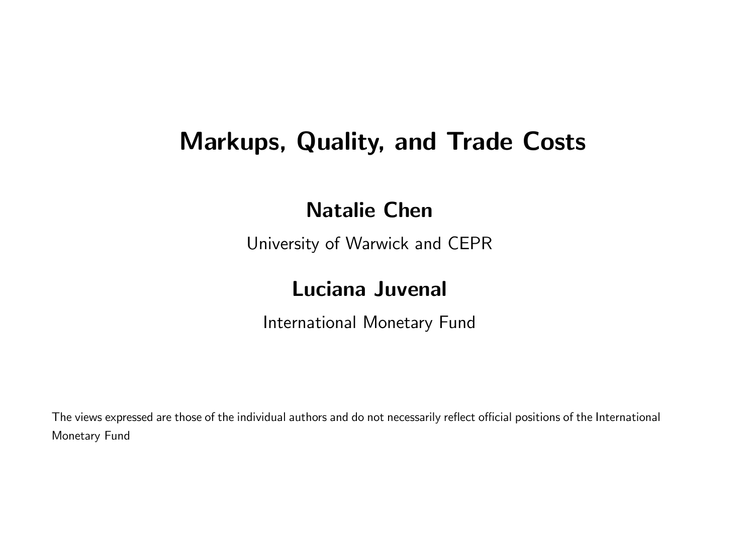# Markups, Quality, and Trade Costs

**Natalie Chen**

University of Warwick and CEPR

**Luciana Juvenal**

International Monetary Fund

The views expressed are those of the individual authors and do not necessarily reflect official positions of the International Monetary Fund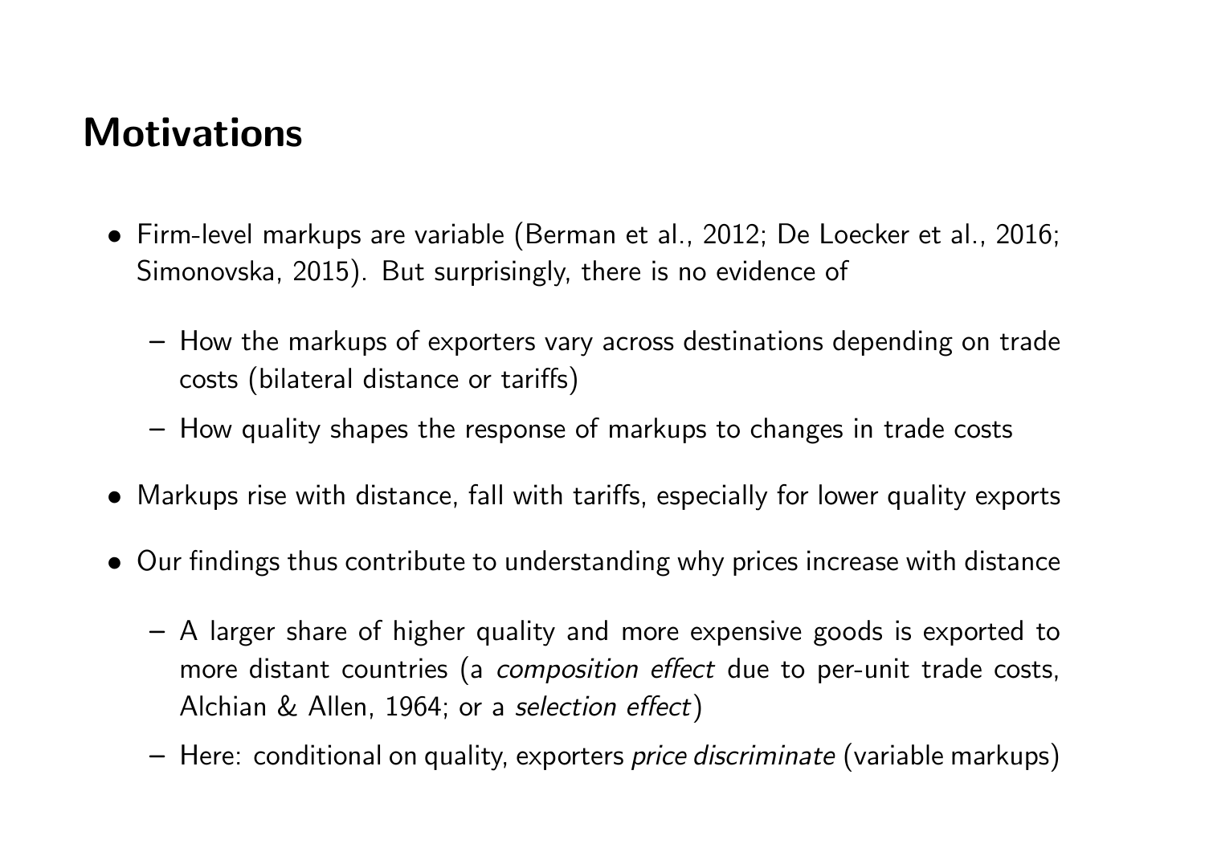# Motivations

- Firm-level markups are variable (Berman et al., 2012; De Loecker et al., 2016; Simonovska, 2015). But surprisingly, there is no evidence of
  - How the markups of exporters vary across destinations depending on trade costs (bilateral distance or tariffs)
  - How quality shapes the response of markups to changes in trade costs
- Markups rise with distance, fall with tariffs, especially for lower quality exports
- Our findings thus contribute to understanding why prices increase with distance
  - A larger share of higher quality and more expensive goods is exported to more distant countries (a *composition effect* due to per-unit trade costs, Alchian & Allen, 1964; or a *selection effect*)
  - Here: conditional on quality, exporters *price discriminate* (variable markups)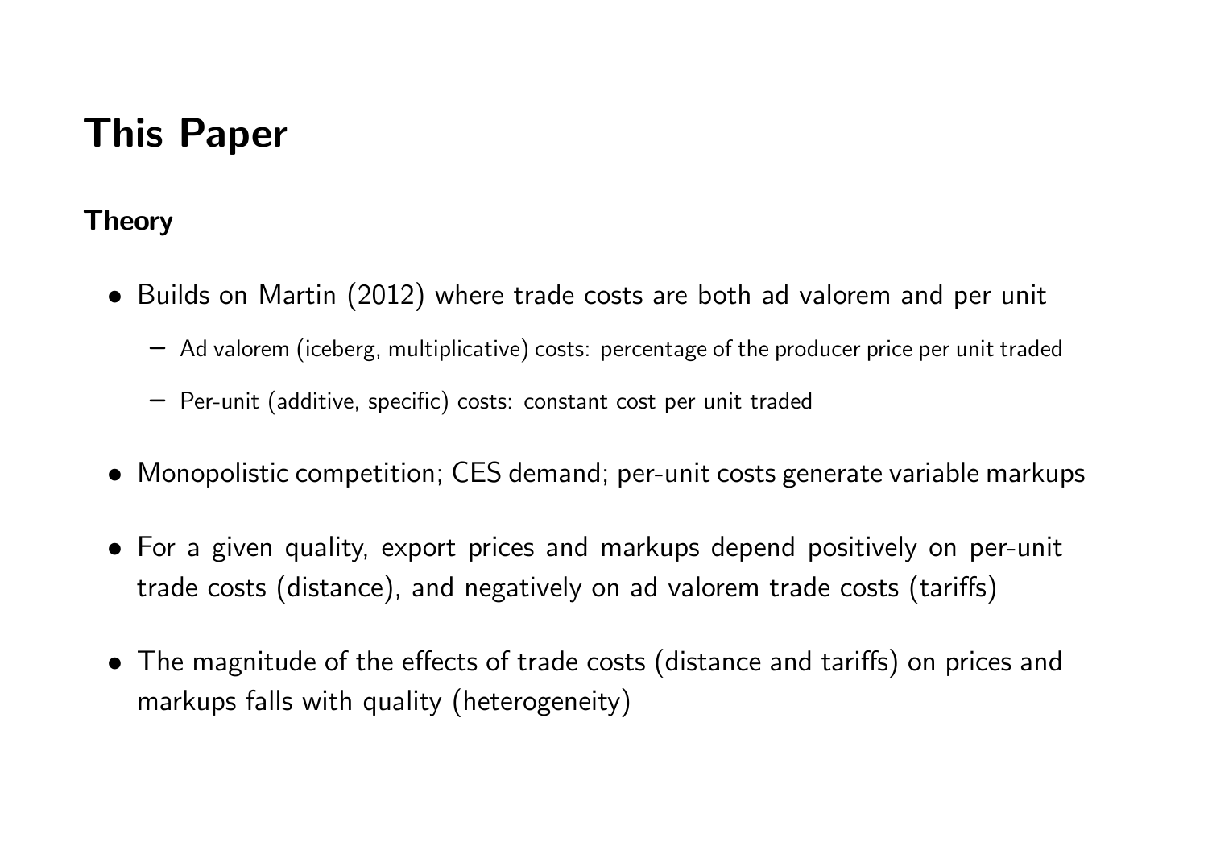# This Paper

**Theory**

- Builds on Martin (2012) where trade costs are both ad valorem and per unit
  - Ad valorem (iceberg, multiplicative) costs: percentage of the producer price per unit traded
  - Per-unit (additive, specific) costs: constant cost per unit traded
- Monopolistic competition; CES demand; per-unit costs generate variable markups
- For a given quality, export prices and markups depend positively on per-unit trade costs (distance), and negatively on ad valorem trade costs (tariffs)
- The magnitude of the effects of trade costs (distance and tariffs) on prices and markups falls with quality (heterogeneity)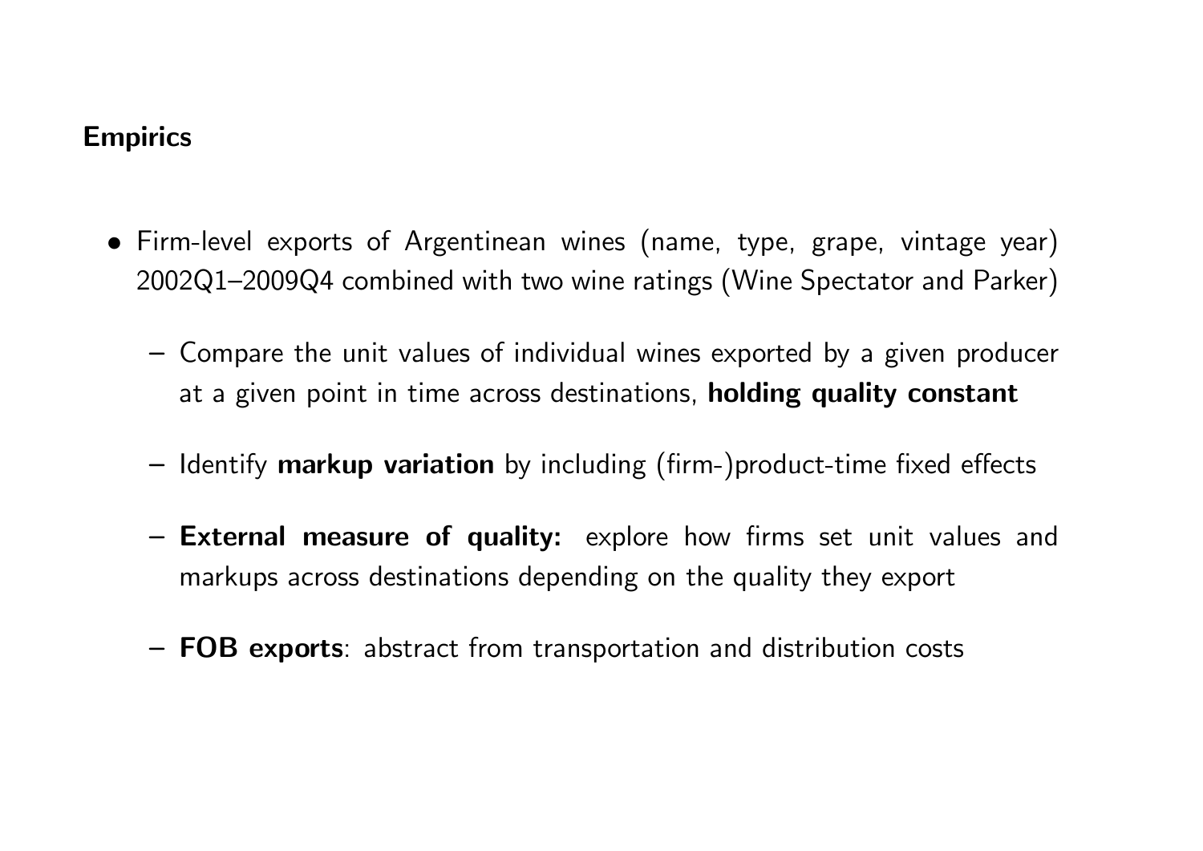## Empirics

- Firm-level exports of Argentinean wines (name, type, grape, vintage year) 2002Q1–2009Q4 combined with two wine ratings (Wine Spectator and Parker)
  - Compare the unit values of individual wines exported by a given producer at a given point in time across destinations, **holding quality constant**
  - Identify **markup variation** by including (firm-)product-time fixed effects
  - **External measure of quality:** explore how firms set unit values and markups across destinations depending on the quality they export
  - **FOB exports**: abstract from transportation and distribution costs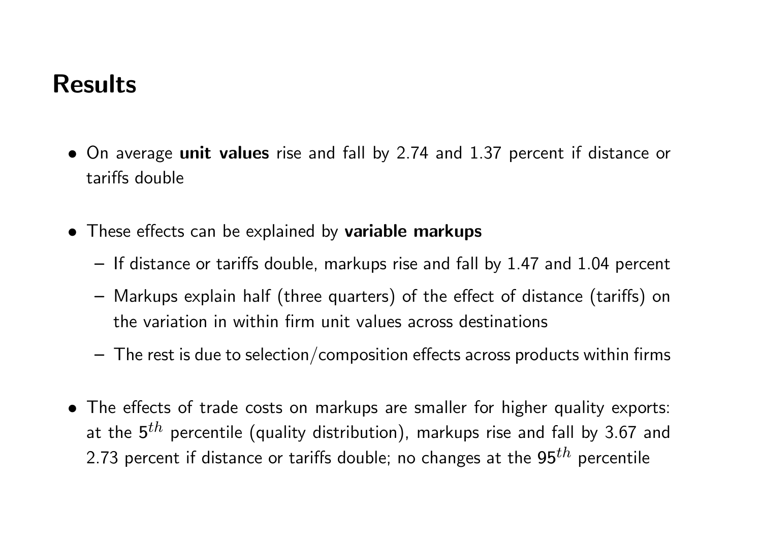## Results

- On average **unit values** rise and fall by 2.74 and 1.37 percent if distance or tariffs double
- These effects can be explained by **variable markups**
  - If distance or tariffs double, markups rise and fall by 1.47 and 1.04 percent
  - Markups explain half (three quarters) of the effect of distance (tariffs) on the variation in within firm unit values across destinations
  - The rest is due to selection/composition effects across products within firms
- The effects of trade costs on markups are smaller for higher quality exports: at the $5^{th}$ percentile (quality distribution), markups rise and fall by 3.67 and 2.73 percent if distance or tariffs double; no changes at the $95^{th}$ percentile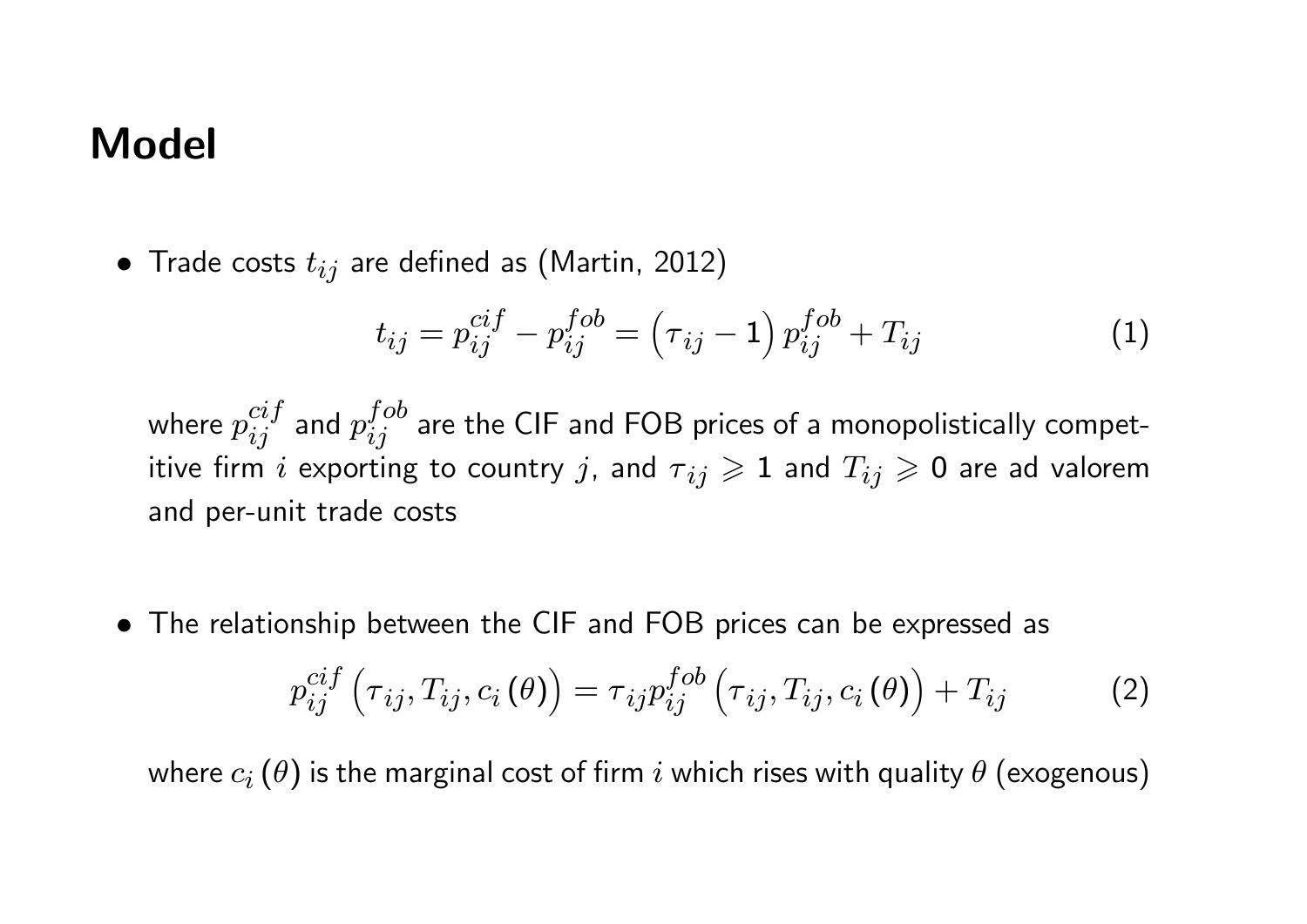# Model

- Trade costs $t_{ij}$ are defined as (Martin, 2012)

$$t_{ij} = p_{ij}^{cif} - p_{ij}^{fob} = \left(\tau_{ij} - 1\right) p_{ij}^{fob} + T_{ij} \tag{1}$$

where $p_{ij}^{cif}$ and $p_{ij}^{fob}$ are the CIF and FOB prices of a monopolistically competitive firm $i$ exporting to country $j$, and $\tau_{ij} \geqslant 1$ and $T_{ij} \geqslant 0$ are ad valorem and per-unit trade costs

- The relationship between the CIF and FOB prices can be expressed as

$$p_{ij}^{cif}\left(\tau_{ij}, T_{ij}, c_i\left(\theta\right)\right) = \tau_{ij} p_{ij}^{fob}\left(\tau_{ij}, T_{ij}, c_i\left(\theta\right)\right) + T_{ij} \tag{2}$$

where $c_i\left(\theta\right)$ is the marginal cost of firm $i$ which rises with quality $\theta$ (exogenous)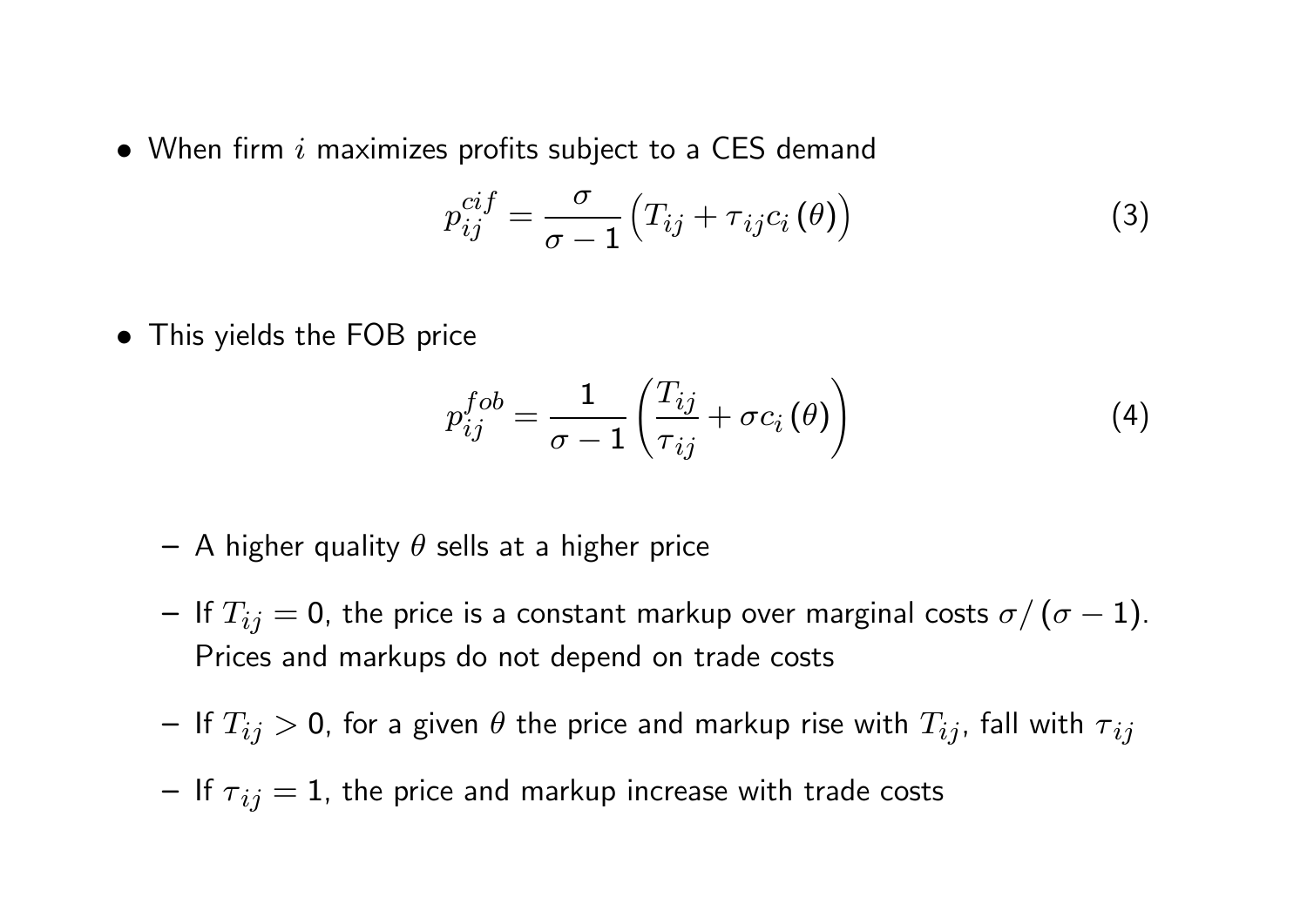- When firm $i$ maximizes profits subject to a CES demand

$$p_{ij}^{cif} = \frac{\sigma}{\sigma - 1}\left(T_{ij} + \tau_{ij} c_i(\theta)\right) \tag{3}$$

- This yields the FOB price

$$p_{ij}^{fob} = \frac{1}{\sigma - 1}\left(\frac{T_{ij}}{\tau_{ij}} + \sigma c_i(\theta)\right) \tag{4}$$

  - A higher quality $\theta$ sells at a higher price
  - If $T_{ij} = 0$, the price is a constant markup over marginal costs $\sigma / (\sigma - 1)$. Prices and markups do not depend on trade costs
  - If $T_{ij} > 0$, for a given $\theta$ the price and markup rise with $T_{ij}$, fall with $\tau_{ij}$
  - If $\tau_{ij} = 1$, the price and markup increase with trade costs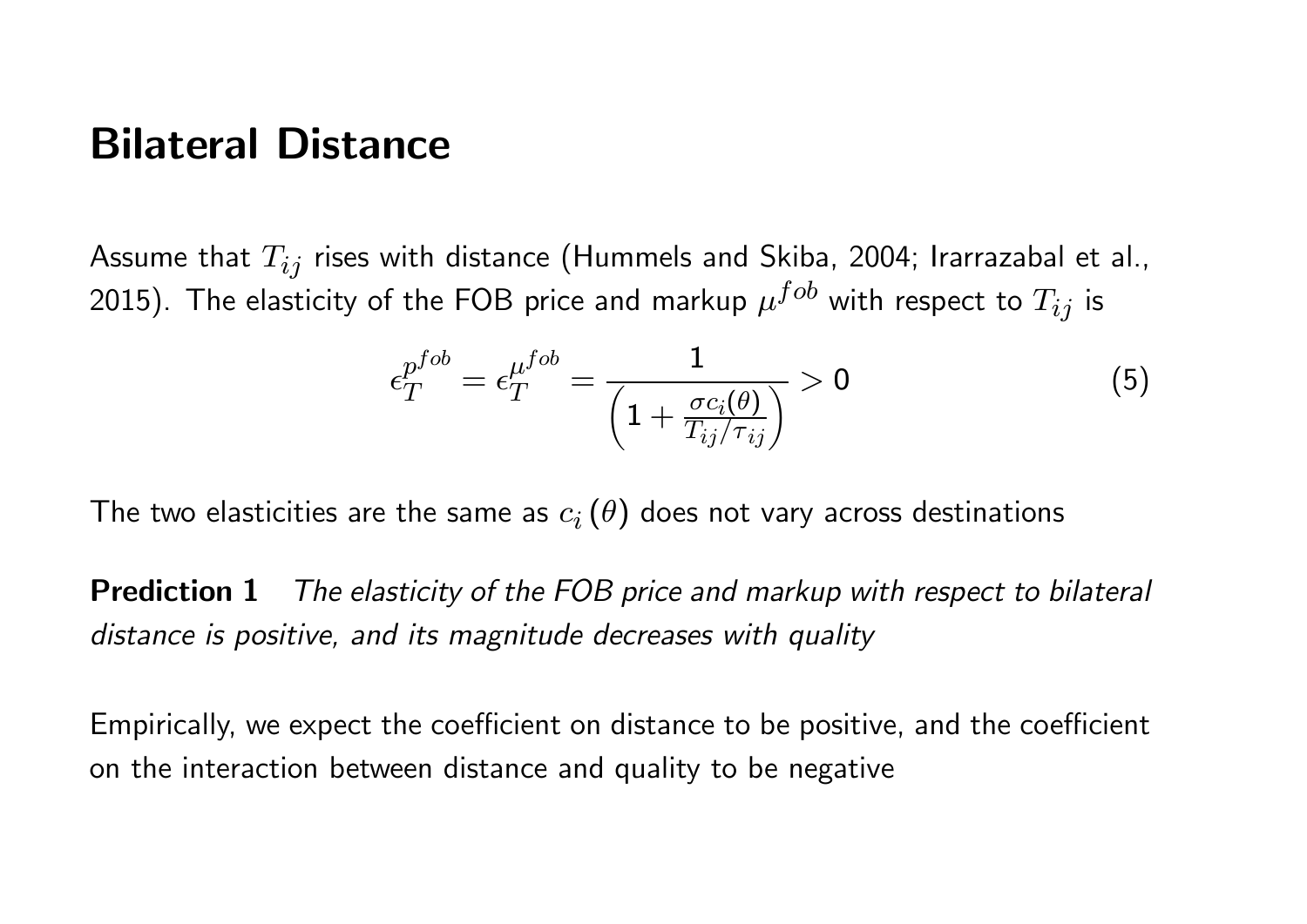# Bilateral Distance

Assume that $T_{ij}$ rises with distance (Hummels and Skiba, 2004; Irarrazabal et al., 2015). The elasticity of the FOB price and markup $\mu^{fob}$ with respect to $T_{ij}$ is

$$\epsilon_T^{p^{fob}} = \epsilon_T^{\mu^{fob}} = \frac{1}{\left(1 + \frac{\sigma c_i(\theta)}{T_{ij}/\tau_{ij}}\right)} > 0 \tag{5}$$

The two elasticities are the same as $c_i(\theta)$ does not vary across destinations

**Prediction 1** *The elasticity of the FOB price and markup with respect to bilateral distance is positive, and its magnitude decreases with quality*

Empirically, we expect the coefficient on distance to be positive, and the coefficient on the interaction between distance and quality to be negative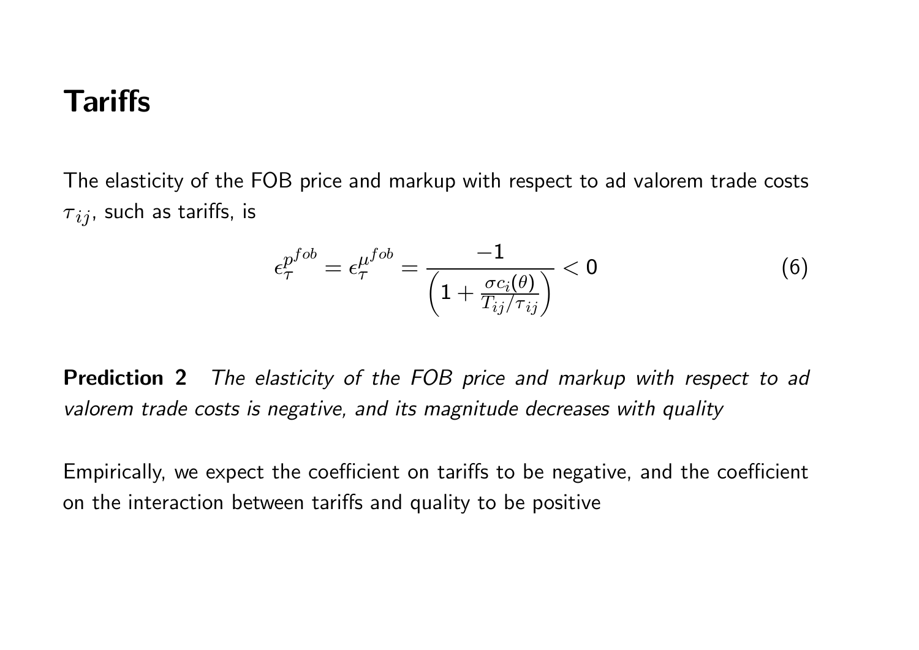# Tariffs

The elasticity of the FOB price and markup with respect to ad valorem trade costs $\tau_{ij}$, such as tariffs, is

$$\epsilon_{\tau}^{p^{fob}} = \epsilon_{\tau}^{\mu^{fob}} = \frac{-1}{\left(1 + \frac{\sigma c_i(\theta)}{T_{ij}/\tau_{ij}}\right)} < 0 \tag{6}$$

**Prediction 2** *The elasticity of the FOB price and markup with respect to ad valorem trade costs is negative, and its magnitude decreases with quality*

Empirically, we expect the coefficient on tariffs to be negative, and the coefficient on the interaction between tariffs and quality to be positive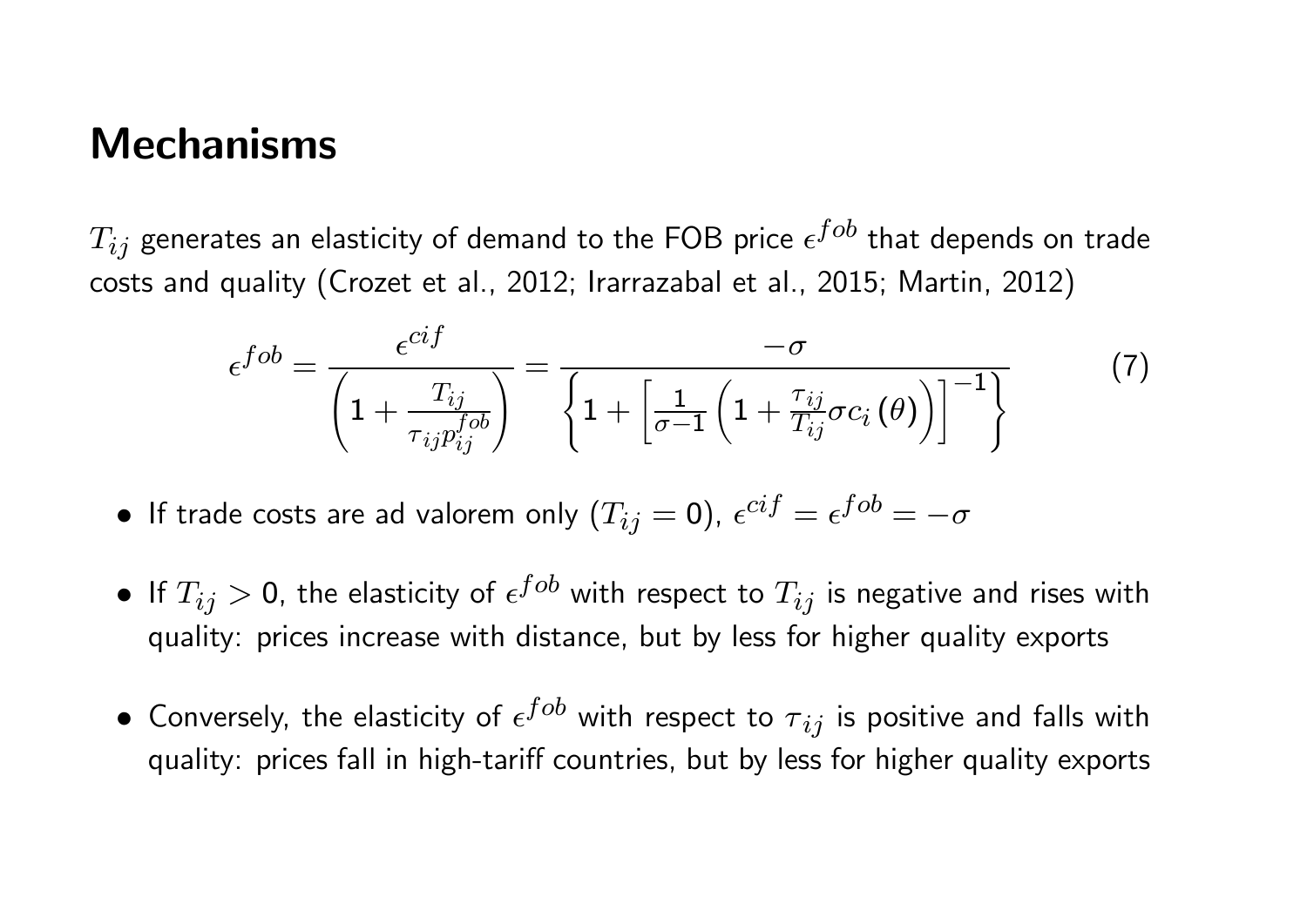# Mechanisms

$T_{ij}$ generates an elasticity of demand to the FOB price $\epsilon^{fob}$ that depends on trade costs and quality (Crozet et al., 2012; Irarrazabal et al., 2015; Martin, 2012)

$$\epsilon^{fob} = \frac{\epsilon^{cif}}{\left(1 + \frac{T_{ij}}{\tau_{ij} p_{ij}^{fob}}\right)} = \frac{-\sigma}{\left\{1 + \left[\frac{1}{\sigma - 1}\left(1 + \frac{\tau_{ij}}{T_{ij}} \sigma c_i(\theta)\right)\right]^{-1}\right\}} \tag{7}$$

- If trade costs are ad valorem only ($T_{ij} = 0$), $\epsilon^{cif} = \epsilon^{fob} = -\sigma$
- If $T_{ij} > 0$, the elasticity of $\epsilon^{fob}$ with respect to $T_{ij}$ is negative and rises with quality: prices increase with distance, but by less for higher quality exports
- Conversely, the elasticity of $\epsilon^{fob}$ with respect to $\tau_{ij}$ is positive and falls with quality: prices fall in high-tariff countries, but by less for higher quality exports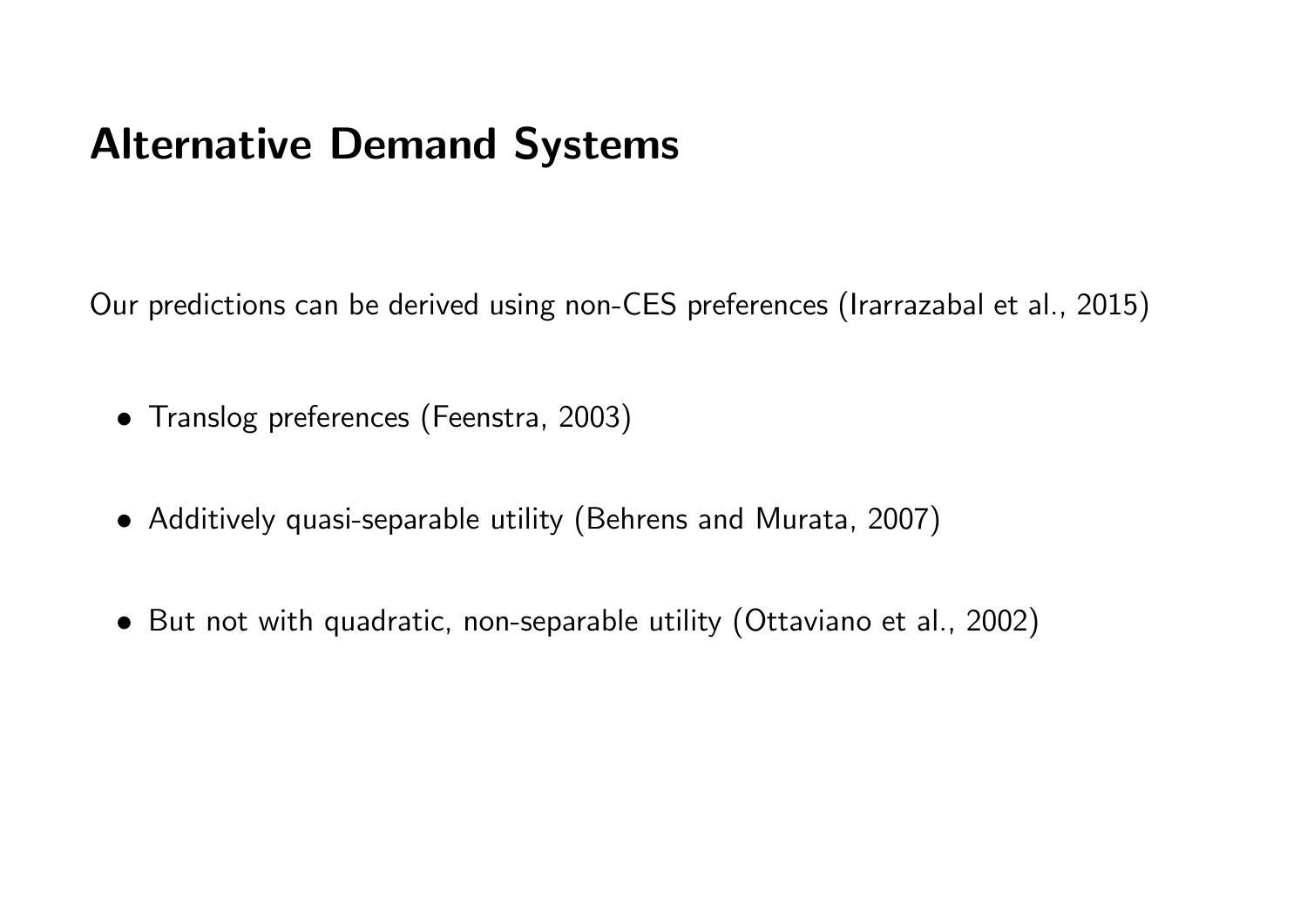## Alternative Demand Systems

Our predictions can be derived using non-CES preferences (Irarrazabal et al., 2015)

- Translog preferences (Feenstra, 2003)
- Additively quasi-separable utility (Behrens and Murata, 2007)
- But not with quadratic, non-separable utility (Ottaviano et al., 2002)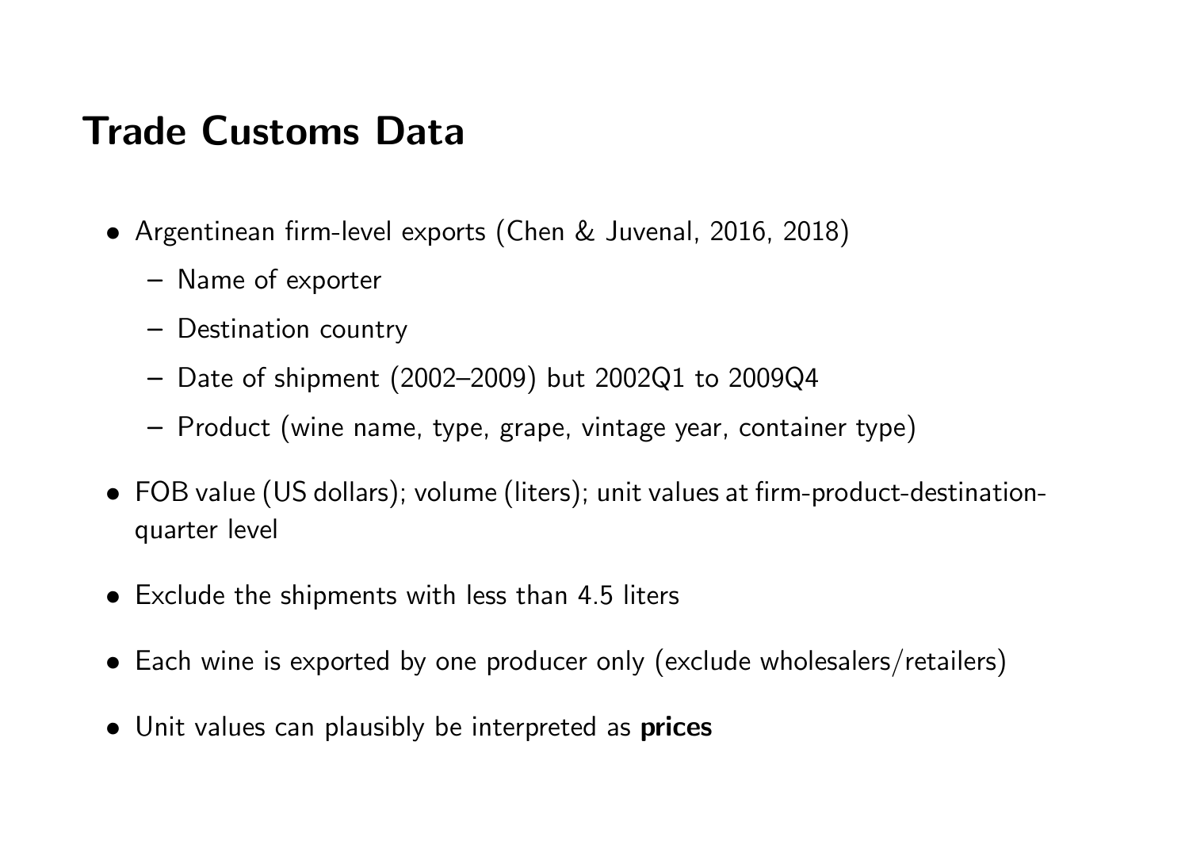# Trade Customs Data

- Argentinean firm-level exports (Chen & Juvenal, 2016, 2018)
  - Name of exporter
  - Destination country
  - Date of shipment (2002–2009) but 2002Q1 to 2009Q4
  - Product (wine name, type, grape, vintage year, container type)
- FOB value (US dollars); volume (liters); unit values at firm-product-destination-quarter level
- Exclude the shipments with less than 4.5 liters
- Each wine is exported by one producer only (exclude wholesalers/retailers)
- Unit values can plausibly be interpreted as **prices**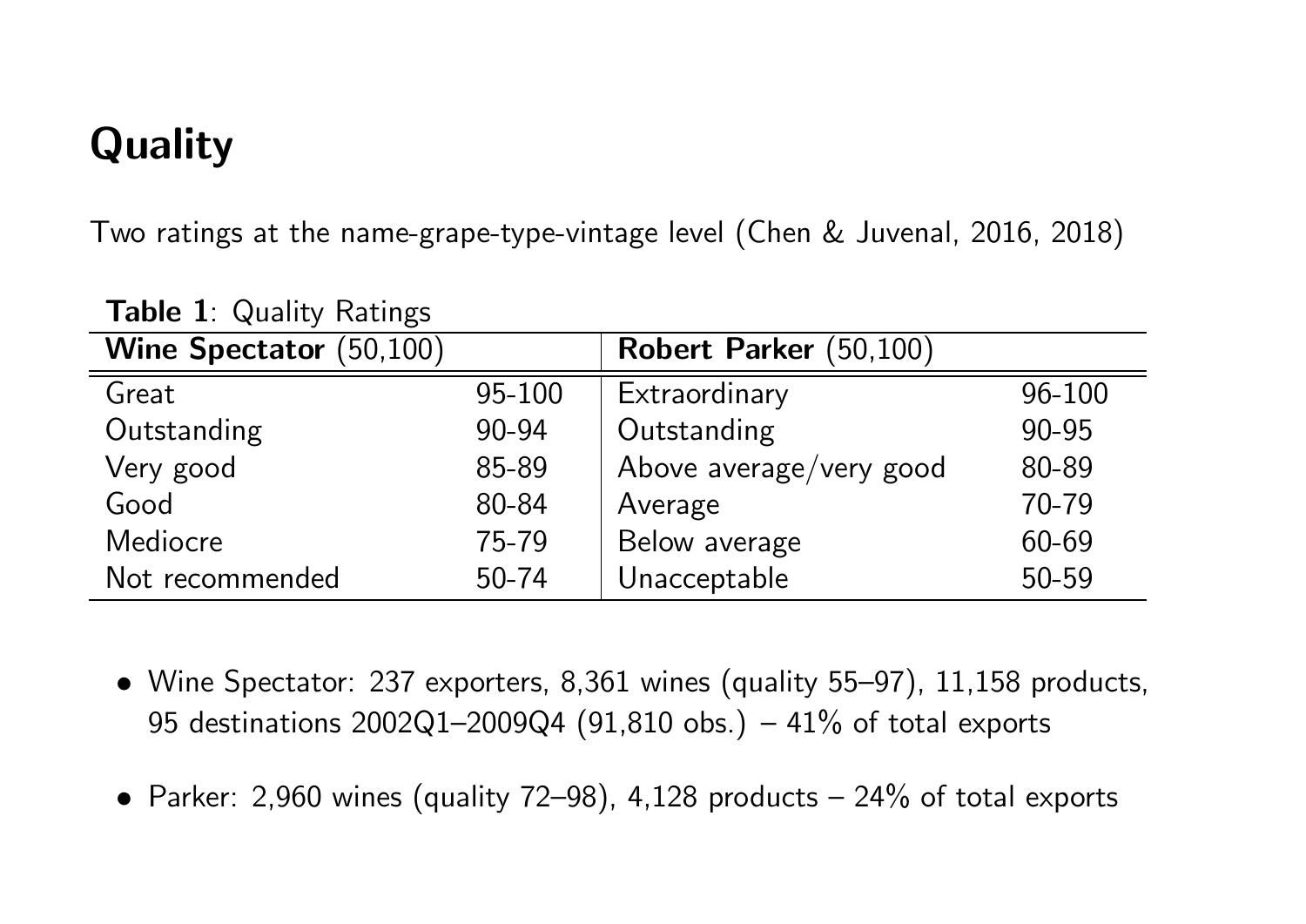# Quality

Two ratings at the name-grape-type-vintage level (Chen & Juvenal, 2016, 2018)

**Table 1**: Quality Ratings

| **Wine Spectator** (50,100) | | **Robert Parker** (50,100) | |
|---|---|---|---|
| Great | 95-100 | Extraordinary | 96-100 |
| Outstanding | 90-94 | Outstanding | 90-95 |
| Very good | 85-89 | Above average/very good | 80-89 |
| Good | 80-84 | Average | 70-79 |
| Mediocre | 75-79 | Below average | 60-69 |
| Not recommended | 50-74 | Unacceptable | 50-59 |

- Wine Spectator: 237 exporters, 8,361 wines (quality 55–97), 11,158 products, 95 destinations 2002Q1–2009Q4 (91,810 obs.) – 41% of total exports
- Parker: 2,960 wines (quality 72–98), 4,128 products – 24% of total exports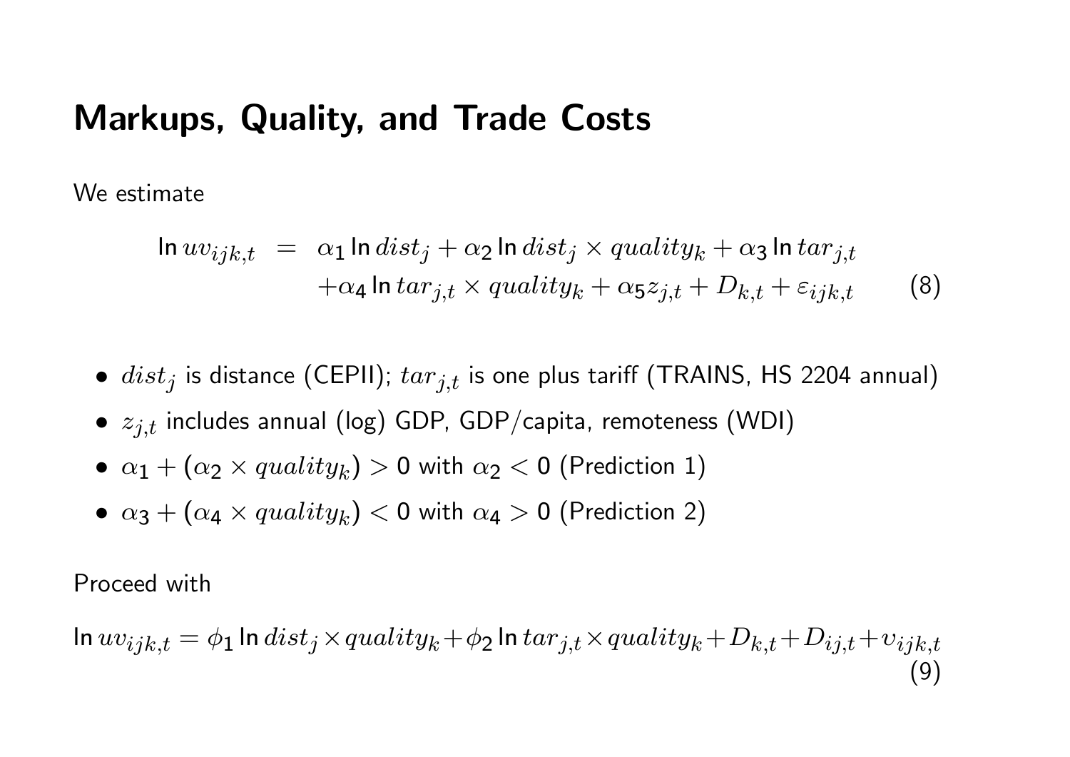# Markups, Quality, and Trade Costs

We estimate

$$
\begin{aligned}
\ln uv_{ijk,t} \;=\;& \alpha_1 \ln dist_j + \alpha_2 \ln dist_j \times quality_k + \alpha_3 \ln tar_{j,t} \\
& + \alpha_4 \ln tar_{j,t} \times quality_k + \alpha_5 z_{j,t} + D_{k,t} + \varepsilon_{ijk,t} \qquad (8)
\end{aligned}
$$

- $dist_j$ is distance (CEPII); $tar_{j,t}$ is one plus tariff (TRAINS, HS 2204 annual)
- $z_{j,t}$ includes annual (log) GDP, GDP/capita, remoteness (WDI)
- $\alpha_1 + (\alpha_2 \times quality_k) > 0$ with $\alpha_2 < 0$ (Prediction 1)
- $\alpha_3 + (\alpha_4 \times quality_k) < 0$ with $\alpha_4 > 0$ (Prediction 2)

Proceed with

$$
\ln uv_{ijk,t} = \phi_1 \ln dist_j \times quality_k + \phi_2 \ln tar_{j,t} \times quality_k + D_{k,t} + D_{ij,t} + \upsilon_{ijk,t} \qquad (9)
$$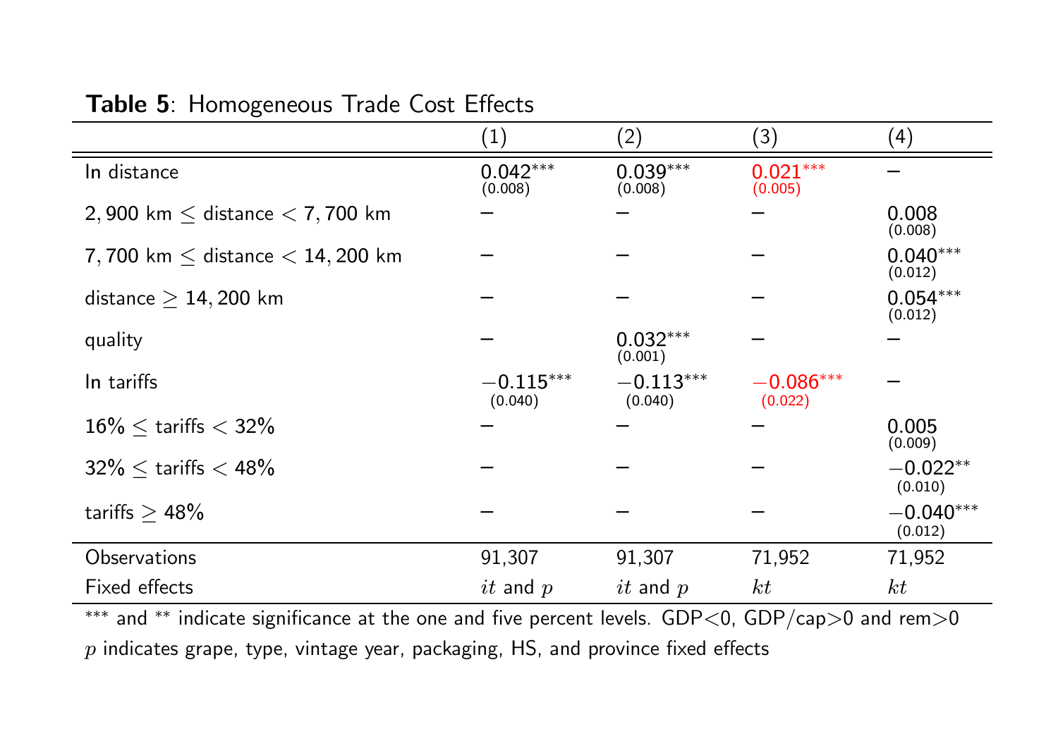**Table 5**: Homogeneous Trade Cost Effects

| | (1) | (2) | (3) | (4) |
|---|---|---|---|---|
| ln distance | 0.042*** (0.008) | 0.039*** (0.008) | 0.021*** (0.005) | – |
| $2,900$ km $\leq$ distance $< 7,700$ km | – | – | – | 0.008 (0.008) |
| $7,700$ km $\leq$ distance $< 14,200$ km | – | – | – | 0.040*** (0.012) |
| distance $\geq 14,200$ km | – | – | – | 0.054*** (0.012) |
| quality | – | 0.032*** (0.001) | – | – |
| ln tariffs | −0.115*** (0.040) | −0.113*** (0.040) | −0.086*** (0.022) | – |
| $16\% \leq$ tariffs $< 32\%$ | – | – | – | 0.005 (0.009) |
| $32\% \leq$ tariffs $< 48\%$ | – | – | – | −0.022** (0.010) |
| tariffs $\geq 48\%$ | – | – | – | −0.040*** (0.012) |
| Observations | 91,307 | 91,307 | 71,952 | 71,952 |
| Fixed effects | $it$ and $p$ | $it$ and $p$ | $kt$ | $kt$ |

*** and ** indicate significance at the one and five percent levels. GDP<0, GDP/cap>0 and rem>0

$p$ indicates grape, type, vintage year, packaging, HS, and province fixed effects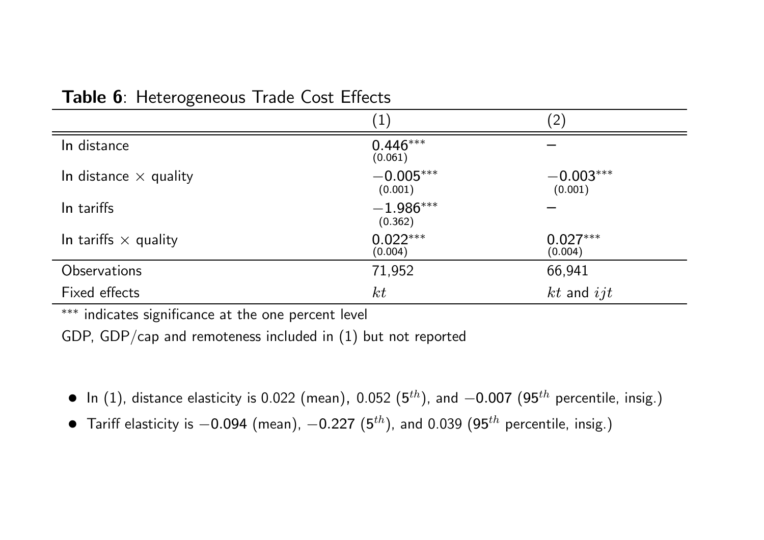**Table 6**: Heterogeneous Trade Cost Effects

| | (1) | (2) |
|---|---|---|
| ln distance | 0.446*** (0.061) | – |
| ln distance × quality | −0.005*** (0.001) | −0.003*** (0.001) |
| ln tariffs | −1.986*** (0.362) | – |
| ln tariffs × quality | 0.022*** (0.004) | 0.027*** (0.004) |
| Observations | 71,952 | 66,941 |
| Fixed effects | $kt$ | $kt$ and $ijt$ |

*** indicates significance at the one percent level

GDP, GDP/cap and remoteness included in (1) but not reported

- In (1), distance elasticity is 0.022 (mean), 0.052 ($5^{th}$), and −0.007 ($95^{th}$ percentile, insig.)
- Tariff elasticity is −0.094 (mean), −0.227 ($5^{th}$), and 0.039 ($95^{th}$ percentile, insig.)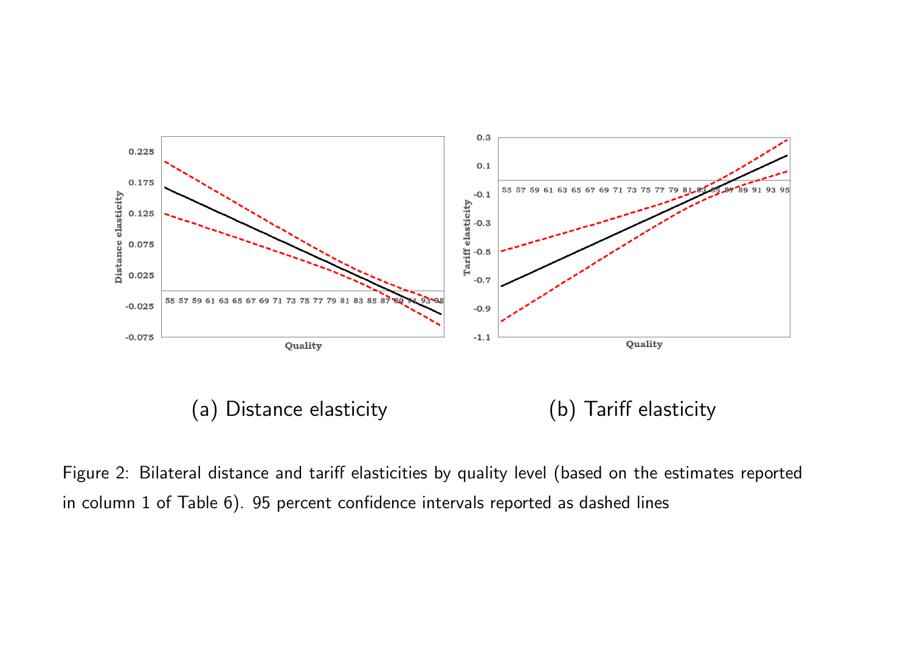(a) Distance elasticity

(b) Tariff elasticity

Figure 2: Bilateral distance and tariff elasticities by quality level (based on the estimates reported in column 1 of Table 6). 95 percent confidence intervals reported as dashed lines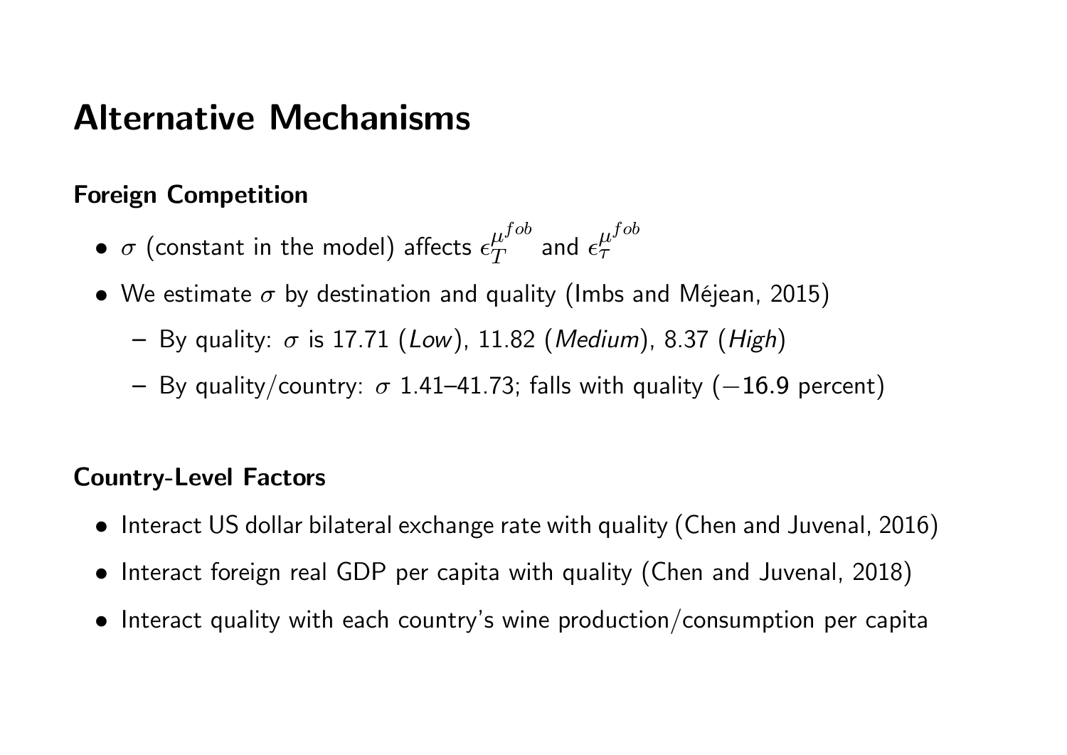# Alternative Mechanisms

### Foreign Competition

- $\sigma$ (constant in the model) affects $\epsilon_T^{\mu^{fob}}$ and $\epsilon_\tau^{\mu^{fob}}$
- We estimate $\sigma$ by destination and quality (Imbs and Méjean, 2015)
  - By quality: $\sigma$ is 17.71 (*Low*), 11.82 (*Medium*), 8.37 (*High*)
  - By quality/country: $\sigma$ 1.41–41.73; falls with quality ($-16.9$ percent)

### Country-Level Factors

- Interact US dollar bilateral exchange rate with quality (Chen and Juvenal, 2016)
- Interact foreign real GDP per capita with quality (Chen and Juvenal, 2018)
- Interact quality with each country's wine production/consumption per capita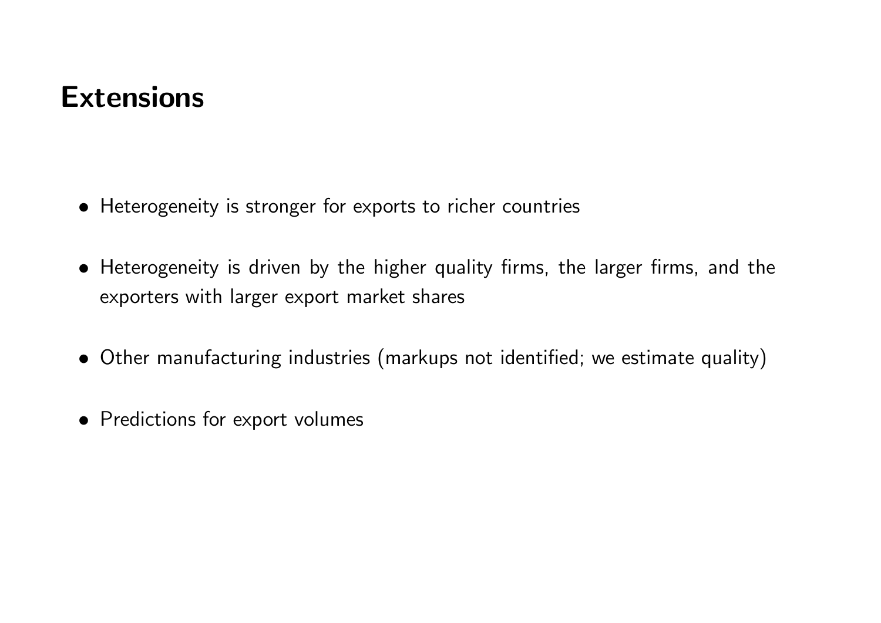# Extensions

- Heterogeneity is stronger for exports to richer countries
- Heterogeneity is driven by the higher quality firms, the larger firms, and the exporters with larger export market shares
- Other manufacturing industries (markups not identified; we estimate quality)
- Predictions for export volumes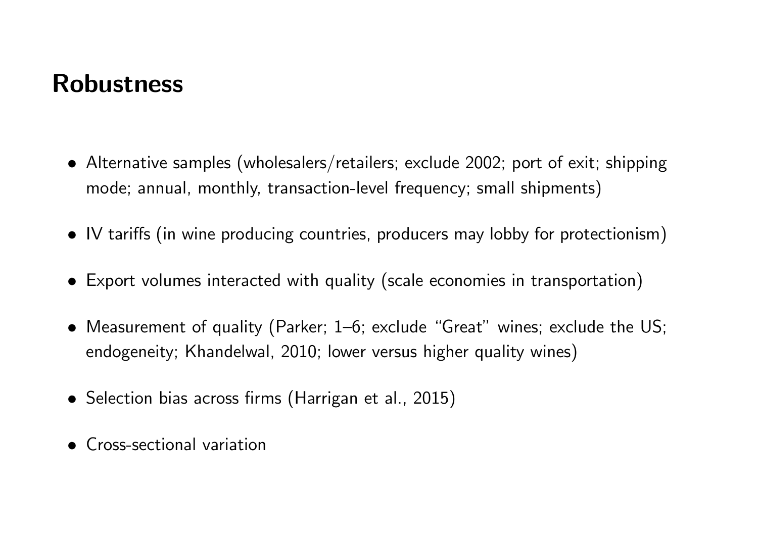# Robustness

- Alternative samples (wholesalers/retailers; exclude 2002; port of exit; shipping mode; annual, monthly, transaction-level frequency; small shipments)
- IV tariffs (in wine producing countries, producers may lobby for protectionism)
- Export volumes interacted with quality (scale economies in transportation)
- Measurement of quality (Parker; 1–6; exclude "Great" wines; exclude the US; endogeneity; Khandelwal, 2010; lower versus higher quality wines)
- Selection bias across firms (Harrigan et al., 2015)
- Cross-sectional variation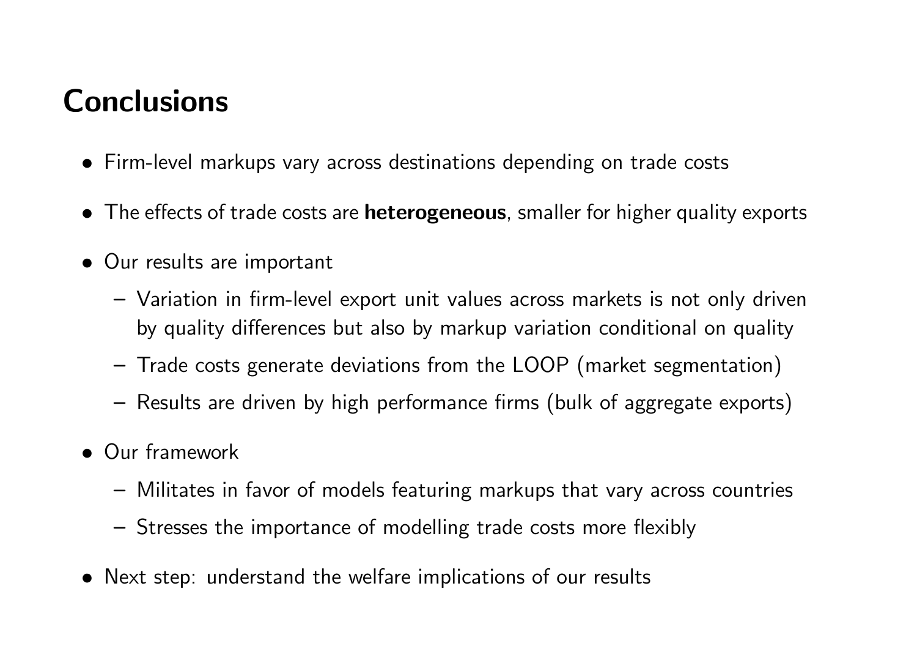# Conclusions

- Firm-level markups vary across destinations depending on trade costs
- The effects of trade costs are **heterogeneous**, smaller for higher quality exports
- Our results are important
  - Variation in firm-level export unit values across markets is not only driven by quality differences but also by markup variation conditional on quality
  - Trade costs generate deviations from the LOOP (market segmentation)
  - Results are driven by high performance firms (bulk of aggregate exports)
- Our framework
  - Militates in favor of models featuring markups that vary across countries
  - Stresses the importance of modelling trade costs more flexibly
- Next step: understand the welfare implications of our results